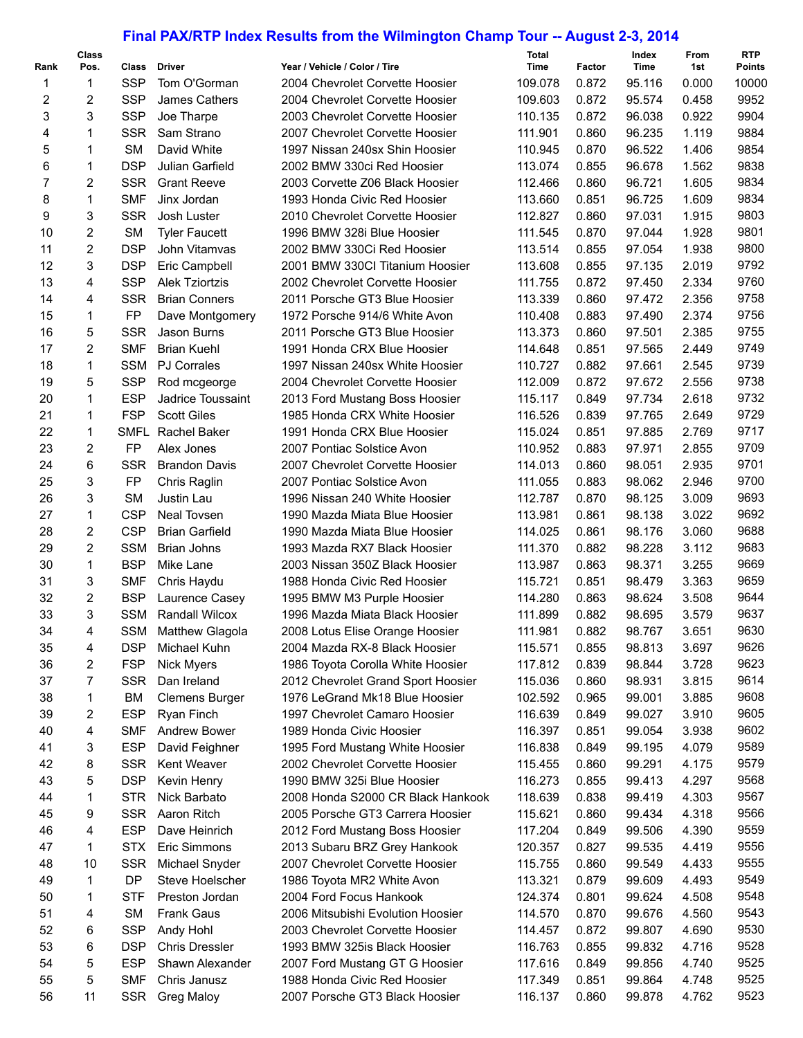# Final PAX/RTP Index Results from the Wilmington Champ Tour -- August 2-3, 2014

| Rank | Class Pos. | Class | Driver | Year / Vehicle / Color / Tire | Total Time | Factor | Index Time | From 1st | RTP Points |
|---|---|---|---|---|---|---|---|---|---|
| 1 | 1 | SSP | Tom O'Gorman | 2004 Chevrolet Corvette Hoosier | 109.078 | 0.872 | 95.116 | 0.000 | 10000 |
| 2 | 2 | SSP | James Cathers | 2004 Chevrolet Corvette Hoosier | 109.603 | 0.872 | 95.574 | 0.458 | 9952 |
| 3 | 3 | SSP | Joe Tharpe | 2003 Chevrolet Corvette Hoosier | 110.135 | 0.872 | 96.038 | 0.922 | 9904 |
| 4 | 1 | SSR | Sam Strano | 2007 Chevrolet Corvette Hoosier | 111.901 | 0.860 | 96.235 | 1.119 | 9884 |
| 5 | 1 | SM | David White | 1997 Nissan 240sx Shin Hoosier | 110.945 | 0.870 | 96.522 | 1.406 | 9854 |
| 6 | 1 | DSP | Julian Garfield | 2002 BMW 330ci Red Hoosier | 113.074 | 0.855 | 96.678 | 1.562 | 9838 |
| 7 | 2 | SSR | Grant Reeve | 2003 Corvette Z06 Black Hoosier | 112.466 | 0.860 | 96.721 | 1.605 | 9834 |
| 8 | 1 | SMF | Jinx Jordan | 1993 Honda Civic Red Hoosier | 113.660 | 0.851 | 96.725 | 1.609 | 9834 |
| 9 | 3 | SSR | Josh Luster | 2010 Chevrolet Corvette Hoosier | 112.827 | 0.860 | 97.031 | 1.915 | 9803 |
| 10 | 2 | SM | Tyler Faucett | 1996 BMW 328i Blue Hoosier | 111.545 | 0.870 | 97.044 | 1.928 | 9801 |
| 11 | 2 | DSP | John Vitamvas | 2002 BMW 330Ci Red Hoosier | 113.514 | 0.855 | 97.054 | 1.938 | 9800 |
| 12 | 3 | DSP | Eric Campbell | 2001 BMW 330CI Titanium Hoosier | 113.608 | 0.855 | 97.135 | 2.019 | 9792 |
| 13 | 4 | SSP | Alek Tziortzis | 2002 Chevrolet Corvette Hoosier | 111.755 | 0.872 | 97.450 | 2.334 | 9760 |
| 14 | 4 | SSR | Brian Conners | 2011 Porsche GT3 Blue Hoosier | 113.339 | 0.860 | 97.472 | 2.356 | 9758 |
| 15 | 1 | FP | Dave Montgomery | 1972 Porsche 914/6 White Avon | 110.408 | 0.883 | 97.490 | 2.374 | 9756 |
| 16 | 5 | SSR | Jason Burns | 2011 Porsche GT3 Blue Hoosier | 113.373 | 0.860 | 97.501 | 2.385 | 9755 |
| 17 | 2 | SMF | Brian Kuehl | 1991 Honda CRX Blue Hoosier | 114.648 | 0.851 | 97.565 | 2.449 | 9749 |
| 18 | 1 | SSM | PJ Corrales | 1997 Nissan 240sx White Hoosier | 110.727 | 0.882 | 97.661 | 2.545 | 9739 |
| 19 | 5 | SSP | Rod mcgeorge | 2004 Chevrolet Corvette Hoosier | 112.009 | 0.872 | 97.672 | 2.556 | 9738 |
| 20 | 1 | ESP | Jadrice Toussaint | 2013 Ford Mustang Boss Hoosier | 115.117 | 0.849 | 97.734 | 2.618 | 9732 |
| 21 | 1 | FSP | Scott Giles | 1985 Honda CRX White Hoosier | 116.526 | 0.839 | 97.765 | 2.649 | 9729 |
| 22 | 1 | SMFL | Rachel Baker | 1991 Honda CRX Blue Hoosier | 115.024 | 0.851 | 97.885 | 2.769 | 9717 |
| 23 | 2 | FP | Alex Jones | 2007 Pontiac Solstice Avon | 110.952 | 0.883 | 97.971 | 2.855 | 9709 |
| 24 | 6 | SSR | Brandon Davis | 2007 Chevrolet Corvette Hoosier | 114.013 | 0.860 | 98.051 | 2.935 | 9701 |
| 25 | 3 | FP | Chris Raglin | 2007 Pontiac Solstice Avon | 111.055 | 0.883 | 98.062 | 2.946 | 9700 |
| 26 | 3 | SM | Justin Lau | 1996 Nissan 240 White Hoosier | 112.787 | 0.870 | 98.125 | 3.009 | 9693 |
| 27 | 1 | CSP | Neal Tovsen | 1990 Mazda Miata Blue Hoosier | 113.981 | 0.861 | 98.138 | 3.022 | 9692 |
| 28 | 2 | CSP | Brian Garfield | 1990 Mazda Miata Blue Hoosier | 114.025 | 0.861 | 98.176 | 3.060 | 9688 |
| 29 | 2 | SSM | Brian Johns | 1993 Mazda RX7 Black Hoosier | 111.370 | 0.882 | 98.228 | 3.112 | 9683 |
| 30 | 1 | BSP | Mike Lane | 2003 Nissan 350Z Black Hoosier | 113.987 | 0.863 | 98.371 | 3.255 | 9669 |
| 31 | 3 | SMF | Chris Haydu | 1988 Honda Civic Red Hoosier | 115.721 | 0.851 | 98.479 | 3.363 | 9659 |
| 32 | 2 | BSP | Laurence Casey | 1995 BMW M3 Purple Hoosier | 114.280 | 0.863 | 98.624 | 3.508 | 9644 |
| 33 | 3 | SSM | Randall Wilcox | 1996 Mazda Miata Black Hoosier | 111.899 | 0.882 | 98.695 | 3.579 | 9637 |
| 34 | 4 | SSM | Matthew Glagola | 2008 Lotus Elise Orange Hoosier | 111.981 | 0.882 | 98.767 | 3.651 | 9630 |
| 35 | 4 | DSP | Michael Kuhn | 2004 Mazda RX-8 Black Hoosier | 115.571 | 0.855 | 98.813 | 3.697 | 9626 |
| 36 | 2 | FSP | Nick Myers | 1986 Toyota Corolla White Hoosier | 117.812 | 0.839 | 98.844 | 3.728 | 9623 |
| 37 | 7 | SSR | Dan Ireland | 2012 Chevrolet Grand Sport Hoosier | 115.036 | 0.860 | 98.931 | 3.815 | 9614 |
| 38 | 1 | BM | Clemens Burger | 1976 LeGrand Mk18 Blue Hoosier | 102.592 | 0.965 | 99.001 | 3.885 | 9608 |
| 39 | 2 | ESP | Ryan Finch | 1997 Chevrolet Camaro Hoosier | 116.639 | 0.849 | 99.027 | 3.910 | 9605 |
| 40 | 4 | SMF | Andrew Bower | 1989 Honda Civic Hoosier | 116.397 | 0.851 | 99.054 | 3.938 | 9602 |
| 41 | 3 | ESP | David Feighner | 1995 Ford Mustang White Hoosier | 116.838 | 0.849 | 99.195 | 4.079 | 9589 |
| 42 | 8 | SSR | Kent Weaver | 2002 Chevrolet Corvette Hoosier | 115.455 | 0.860 | 99.291 | 4.175 | 9579 |
| 43 | 5 | DSP | Kevin Henry | 1990 BMW 325i Blue Hoosier | 116.273 | 0.855 | 99.413 | 4.297 | 9568 |
| 44 | 1 | STR | Nick Barbato | 2008 Honda S2000 CR Black Hankook | 118.639 | 0.838 | 99.419 | 4.303 | 9567 |
| 45 | 9 | SSR | Aaron Ritch | 2005 Porsche GT3 Carrera Hoosier | 115.621 | 0.860 | 99.434 | 4.318 | 9566 |
| 46 | 4 | ESP | Dave Heinrich | 2012 Ford Mustang Boss Hoosier | 117.204 | 0.849 | 99.506 | 4.390 | 9559 |
| 47 | 1 | STX | Eric Simmons | 2013 Subaru BRZ Grey Hankook | 120.357 | 0.827 | 99.535 | 4.419 | 9556 |
| 48 | 10 | SSR | Michael Snyder | 2007 Chevrolet Corvette Hoosier | 115.755 | 0.860 | 99.549 | 4.433 | 9555 |
| 49 | 1 | DP | Steve Hoelscher | 1986 Toyota MR2 White Avon | 113.321 | 0.879 | 99.609 | 4.493 | 9549 |
| 50 | 1 | STF | Preston Jordan | 2004 Ford Focus Hankook | 124.374 | 0.801 | 99.624 | 4.508 | 9548 |
| 51 | 4 | SM | Frank Gaus | 2006 Mitsubishi Evolution Hoosier | 114.570 | 0.870 | 99.676 | 4.560 | 9543 |
| 52 | 6 | SSP | Andy Hohl | 2003 Chevrolet Corvette Hoosier | 114.457 | 0.872 | 99.807 | 4.690 | 9530 |
| 53 | 6 | DSP | Chris Dressler | 1993 BMW 325is Black Hoosier | 116.763 | 0.855 | 99.832 | 4.716 | 9528 |
| 54 | 5 | ESP | Shawn Alexander | 2007 Ford Mustang GT G Hoosier | 117.616 | 0.849 | 99.856 | 4.740 | 9525 |
| 55 | 5 | SMF | Chris Janusz | 1988 Honda Civic Red Hoosier | 117.349 | 0.851 | 99.864 | 4.748 | 9525 |
| 56 | 11 | SSR | Greg Maloy | 2007 Porsche GT3 Black Hoosier | 116.137 | 0.860 | 99.878 | 4.762 | 9523 |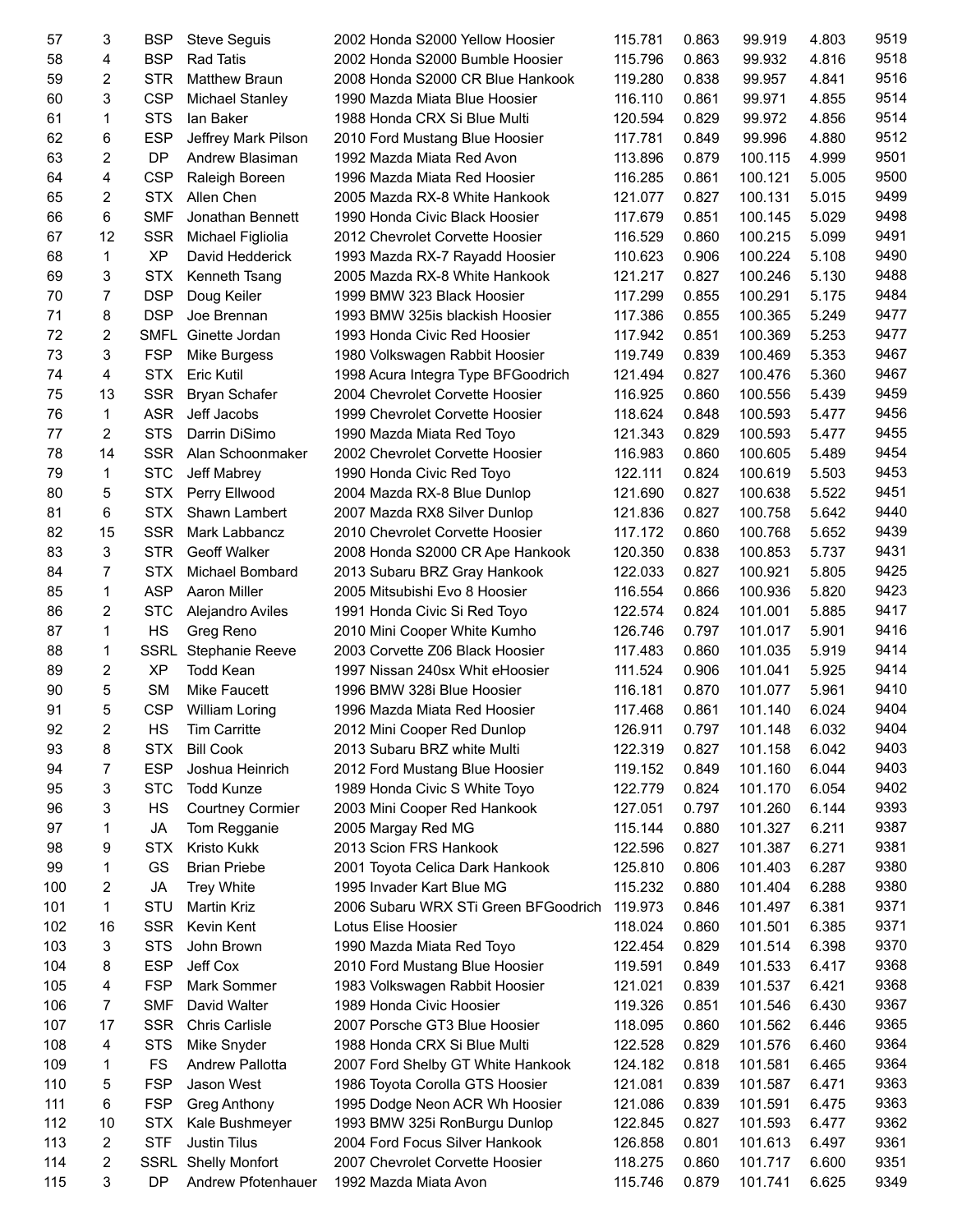| | | | | | | | | | |
|---|---|---|---|---|---|---|---|---|---|
| 57 | 3 | BSP | Steve Seguis | 2002 Honda S2000 Yellow Hoosier | 115.781 | 0.863 | 99.919 | 4.803 | 9519 |
| 58 | 4 | BSP | Rad Tatis | 2002 Honda S2000 Bumble Hoosier | 115.796 | 0.863 | 99.932 | 4.816 | 9518 |
| 59 | 2 | STR | Matthew Braun | 2008 Honda S2000 CR Blue Hankook | 119.280 | 0.838 | 99.957 | 4.841 | 9516 |
| 60 | 3 | CSP | Michael Stanley | 1990 Mazda Miata Blue Hoosier | 116.110 | 0.861 | 99.971 | 4.855 | 9514 |
| 61 | 1 | STS | Ian Baker | 1988 Honda CRX Si Blue Multi | 120.594 | 0.829 | 99.972 | 4.856 | 9514 |
| 62 | 6 | ESP | Jeffrey Mark Pilson | 2010 Ford Mustang Blue Hoosier | 117.781 | 0.849 | 99.996 | 4.880 | 9512 |
| 63 | 2 | DP | Andrew Blasiman | 1992 Mazda Miata Red Avon | 113.896 | 0.879 | 100.115 | 4.999 | 9501 |
| 64 | 4 | CSP | Raleigh Boreen | 1996 Mazda Miata Red Hoosier | 116.285 | 0.861 | 100.121 | 5.005 | 9500 |
| 65 | 2 | STX | Allen Chen | 2005 Mazda RX-8 White Hankook | 121.077 | 0.827 | 100.131 | 5.015 | 9499 |
| 66 | 6 | SMF | Jonathan Bennett | 1990 Honda Civic Black Hoosier | 117.679 | 0.851 | 100.145 | 5.029 | 9498 |
| 67 | 12 | SSR | Michael Figliolia | 2012 Chevrolet Corvette Hoosier | 116.529 | 0.860 | 100.215 | 5.099 | 9491 |
| 68 | 1 | XP | David Hedderick | 1993 Mazda RX-7 Rayadd Hoosier | 110.623 | 0.906 | 100.224 | 5.108 | 9490 |
| 69 | 3 | STX | Kenneth Tsang | 2005 Mazda RX-8 White Hankook | 121.217 | 0.827 | 100.246 | 5.130 | 9488 |
| 70 | 7 | DSP | Doug Keiler | 1999 BMW 323 Black Hoosier | 117.299 | 0.855 | 100.291 | 5.175 | 9484 |
| 71 | 8 | DSP | Joe Brennan | 1993 BMW 325is blackish Hoosier | 117.386 | 0.855 | 100.365 | 5.249 | 9477 |
| 72 | 2 | SMFL | Ginette Jordan | 1993 Honda Civic Red Hoosier | 117.942 | 0.851 | 100.369 | 5.253 | 9477 |
| 73 | 3 | FSP | Mike Burgess | 1980 Volkswagen Rabbit Hoosier | 119.749 | 0.839 | 100.469 | 5.353 | 9467 |
| 74 | 4 | STX | Eric Kutil | 1998 Acura Integra Type BFGoodrich | 121.494 | 0.827 | 100.476 | 5.360 | 9467 |
| 75 | 13 | SSR | Bryan Schafer | 2004 Chevrolet Corvette Hoosier | 116.925 | 0.860 | 100.556 | 5.439 | 9459 |
| 76 | 1 | ASR | Jeff Jacobs | 1999 Chevrolet Corvette Hoosier | 118.624 | 0.848 | 100.593 | 5.477 | 9456 |
| 77 | 2 | STS | Darrin DiSimo | 1990 Mazda Miata Red Toyo | 121.343 | 0.829 | 100.593 | 5.477 | 9455 |
| 78 | 14 | SSR | Alan Schoonmaker | 2002 Chevrolet Corvette Hoosier | 116.983 | 0.860 | 100.605 | 5.489 | 9454 |
| 79 | 1 | STC | Jeff Mabrey | 1990 Honda Civic Red Toyo | 122.111 | 0.824 | 100.619 | 5.503 | 9453 |
| 80 | 5 | STX | Perry Ellwood | 2004 Mazda RX-8 Blue Dunlop | 121.690 | 0.827 | 100.638 | 5.522 | 9451 |
| 81 | 6 | STX | Shawn Lambert | 2007 Mazda RX8 Silver Dunlop | 121.836 | 0.827 | 100.758 | 5.642 | 9440 |
| 82 | 15 | SSR | Mark Labbancz | 2010 Chevrolet Corvette Hoosier | 117.172 | 0.860 | 100.768 | 5.652 | 9439 |
| 83 | 3 | STR | Geoff Walker | 2008 Honda S2000 CR Ape Hankook | 120.350 | 0.838 | 100.853 | 5.737 | 9431 |
| 84 | 7 | STX | Michael Bombard | 2013 Subaru BRZ Gray Hankook | 122.033 | 0.827 | 100.921 | 5.805 | 9425 |
| 85 | 1 | ASP | Aaron Miller | 2005 Mitsubishi Evo 8 Hoosier | 116.554 | 0.866 | 100.936 | 5.820 | 9423 |
| 86 | 2 | STC | Alejandro Aviles | 1991 Honda Civic Si Red Toyo | 122.574 | 0.824 | 101.001 | 5.885 | 9417 |
| 87 | 1 | HS | Greg Reno | 2010 Mini Cooper White Kumho | 126.746 | 0.797 | 101.017 | 5.901 | 9416 |
| 88 | 1 | SSRL | Stephanie Reeve | 2003 Corvette Z06 Black Hoosier | 117.483 | 0.860 | 101.035 | 5.919 | 9414 |
| 89 | 2 | XP | Todd Kean | 1997 Nissan 240sx Whit eHoosier | 111.524 | 0.906 | 101.041 | 5.925 | 9414 |
| 90 | 5 | SM | Mike Faucett | 1996 BMW 328i Blue Hoosier | 116.181 | 0.870 | 101.077 | 5.961 | 9410 |
| 91 | 5 | CSP | William Loring | 1996 Mazda Miata Red Hoosier | 117.468 | 0.861 | 101.140 | 6.024 | 9404 |
| 92 | 2 | HS | Tim Carritte | 2012 Mini Cooper Red Dunlop | 126.911 | 0.797 | 101.148 | 6.032 | 9404 |
| 93 | 8 | STX | Bill Cook | 2013 Subaru BRZ white Multi | 122.319 | 0.827 | 101.158 | 6.042 | 9403 |
| 94 | 7 | ESP | Joshua Heinrich | 2012 Ford Mustang Blue Hoosier | 119.152 | 0.849 | 101.160 | 6.044 | 9403 |
| 95 | 3 | STC | Todd Kunze | 1989 Honda Civic S White Toyo | 122.779 | 0.824 | 101.170 | 6.054 | 9402 |
| 96 | 3 | HS | Courtney Cormier | 2003 Mini Cooper Red Hankook | 127.051 | 0.797 | 101.260 | 6.144 | 9393 |
| 97 | 1 | JA | Tom Regganie | 2005 Margay Red MG | 115.144 | 0.880 | 101.327 | 6.211 | 9387 |
| 98 | 9 | STX | Kristo Kukk | 2013 Scion FRS Hankook | 122.596 | 0.827 | 101.387 | 6.271 | 9381 |
| 99 | 1 | GS | Brian Priebe | 2001 Toyota Celica Dark Hankook | 125.810 | 0.806 | 101.403 | 6.287 | 9380 |
| 100 | 2 | JA | Trey White | 1995 Invader Kart Blue MG | 115.232 | 0.880 | 101.404 | 6.288 | 9380 |
| 101 | 1 | STU | Martin Kriz | 2006 Subaru WRX STi Green BFGoodrich | 119.973 | 0.846 | 101.497 | 6.381 | 9371 |
| 102 | 16 | SSR | Kevin Kent | Lotus Elise Hoosier | 118.024 | 0.860 | 101.501 | 6.385 | 9371 |
| 103 | 3 | STS | John Brown | 1990 Mazda Miata Red Toyo | 122.454 | 0.829 | 101.514 | 6.398 | 9370 |
| 104 | 8 | ESP | Jeff Cox | 2010 Ford Mustang Blue Hoosier | 119.591 | 0.849 | 101.533 | 6.417 | 9368 |
| 105 | 4 | FSP | Mark Sommer | 1983 Volkswagen Rabbit Hoosier | 121.021 | 0.839 | 101.537 | 6.421 | 9368 |
| 106 | 7 | SMF | David Walter | 1989 Honda Civic Hoosier | 119.326 | 0.851 | 101.546 | 6.430 | 9367 |
| 107 | 17 | SSR | Chris Carlisle | 2007 Porsche GT3 Blue Hoosier | 118.095 | 0.860 | 101.562 | 6.446 | 9365 |
| 108 | 4 | STS | Mike Snyder | 1988 Honda CRX Si Blue Multi | 122.528 | 0.829 | 101.576 | 6.460 | 9364 |
| 109 | 1 | FS | Andrew Pallotta | 2007 Ford Shelby GT White Hankook | 124.182 | 0.818 | 101.581 | 6.465 | 9364 |
| 110 | 5 | FSP | Jason West | 1986 Toyota Corolla GTS Hoosier | 121.081 | 0.839 | 101.587 | 6.471 | 9363 |
| 111 | 6 | FSP | Greg Anthony | 1995 Dodge Neon ACR Wh Hoosier | 121.086 | 0.839 | 101.591 | 6.475 | 9363 |
| 112 | 10 | STX | Kale Bushmeyer | 1993 BMW 325i RonBurgu Dunlop | 122.845 | 0.827 | 101.593 | 6.477 | 9362 |
| 113 | 2 | STF | Justin Tilus | 2004 Ford Focus Silver Hankook | 126.858 | 0.801 | 101.613 | 6.497 | 9361 |
| 114 | 2 | SSRL | Shelly Monfort | 2007 Chevrolet Corvette Hoosier | 118.275 | 0.860 | 101.717 | 6.600 | 9351 |
| 115 | 3 | DP | Andrew Pfotenhauer | 1992 Mazda Miata Avon | 115.746 | 0.879 | 101.741 | 6.625 | 9349 |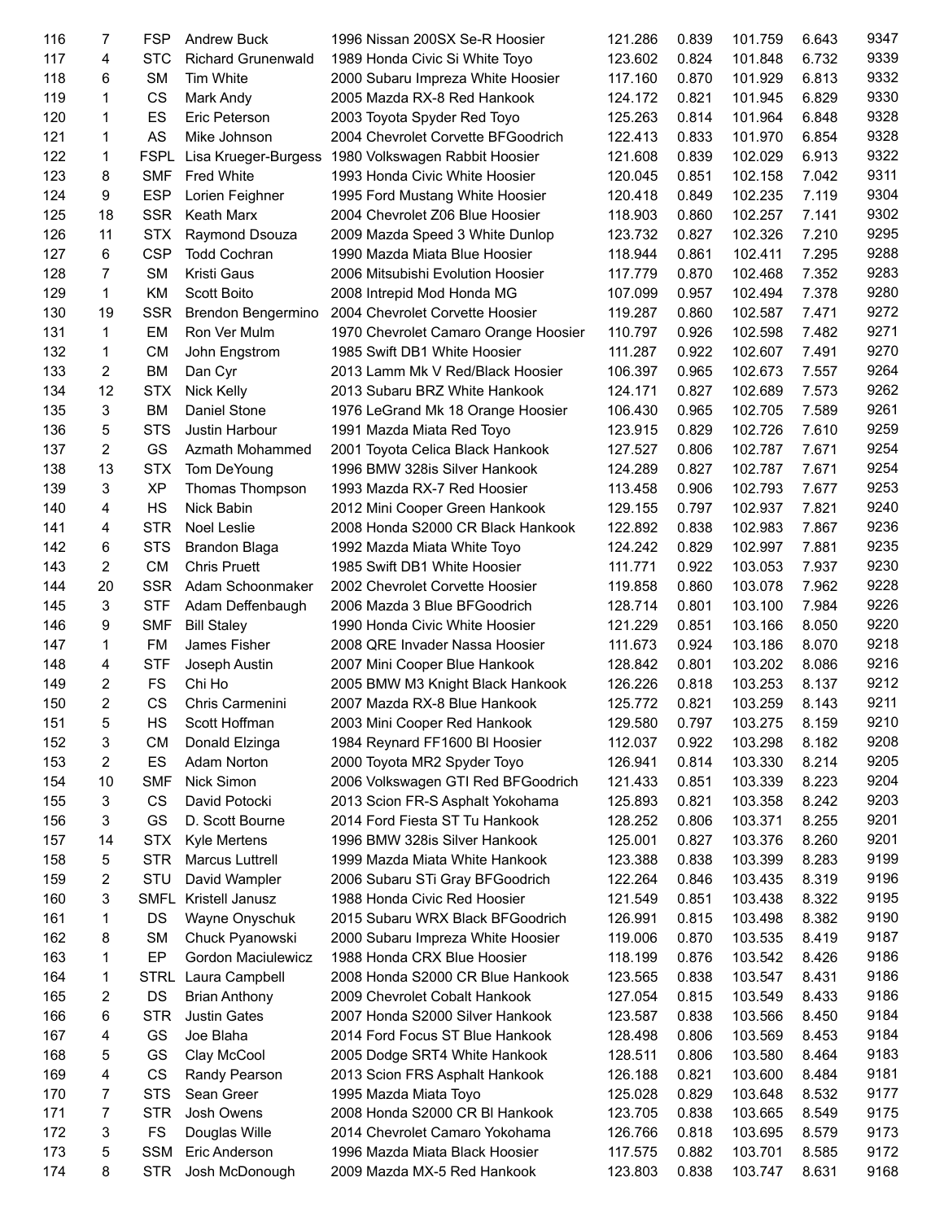| | | | | | | | | | |
|---|---|---|---|---|---|---|---|---|---|
| 116 | 7 | FSP | Andrew Buck | 1996 Nissan 200SX Se-R Hoosier | 121.286 | 0.839 | 101.759 | 6.643 | 9347 |
| 117 | 4 | STC | Richard Grunenwald | 1989 Honda Civic Si White Toyo | 123.602 | 0.824 | 101.848 | 6.732 | 9339 |
| 118 | 6 | SM | Tim White | 2000 Subaru Impreza White Hoosier | 117.160 | 0.870 | 101.929 | 6.813 | 9332 |
| 119 | 1 | CS | Mark Andy | 2005 Mazda RX-8 Red Hankook | 124.172 | 0.821 | 101.945 | 6.829 | 9330 |
| 120 | 1 | ES | Eric Peterson | 2003 Toyota Spyder Red Toyo | 125.263 | 0.814 | 101.964 | 6.848 | 9328 |
| 121 | 1 | AS | Mike Johnson | 2004 Chevrolet Corvette BFGoodrich | 122.413 | 0.833 | 101.970 | 6.854 | 9328 |
| 122 | 1 | FSPL | Lisa Krueger-Burgess | 1980 Volkswagen Rabbit Hoosier | 121.608 | 0.839 | 102.029 | 6.913 | 9322 |
| 123 | 8 | SMF | Fred White | 1993 Honda Civic White Hoosier | 120.045 | 0.851 | 102.158 | 7.042 | 9311 |
| 124 | 9 | ESP | Lorien Feighner | 1995 Ford Mustang White Hoosier | 120.418 | 0.849 | 102.235 | 7.119 | 9304 |
| 125 | 18 | SSR | Keath Marx | 2004 Chevrolet Z06 Blue Hoosier | 118.903 | 0.860 | 102.257 | 7.141 | 9302 |
| 126 | 11 | STX | Raymond Dsouza | 2009 Mazda Speed 3 White Dunlop | 123.732 | 0.827 | 102.326 | 7.210 | 9295 |
| 127 | 6 | CSP | Todd Cochran | 1990 Mazda Miata Blue Hoosier | 118.944 | 0.861 | 102.411 | 7.295 | 9288 |
| 128 | 7 | SM | Kristi Gaus | 2006 Mitsubishi Evolution Hoosier | 117.779 | 0.870 | 102.468 | 7.352 | 9283 |
| 129 | 1 | KM | Scott Boito | 2008 Intrepid Mod Honda MG | 107.099 | 0.957 | 102.494 | 7.378 | 9280 |
| 130 | 19 | SSR | Brendon Bengermino | 2004 Chevrolet Corvette Hoosier | 119.287 | 0.860 | 102.587 | 7.471 | 9272 |
| 131 | 1 | EM | Ron Ver Mulm | 1970 Chevrolet Camaro Orange Hoosier | 110.797 | 0.926 | 102.598 | 7.482 | 9271 |
| 132 | 1 | CM | John Engstrom | 1985 Swift DB1 White Hoosier | 111.287 | 0.922 | 102.607 | 7.491 | 9270 |
| 133 | 2 | BM | Dan Cyr | 2013 Lamm Mk V Red/Black Hoosier | 106.397 | 0.965 | 102.673 | 7.557 | 9264 |
| 134 | 12 | STX | Nick Kelly | 2013 Subaru BRZ White Hankook | 124.171 | 0.827 | 102.689 | 7.573 | 9262 |
| 135 | 3 | BM | Daniel Stone | 1976 LeGrand Mk 18 Orange Hoosier | 106.430 | 0.965 | 102.705 | 7.589 | 9261 |
| 136 | 5 | STS | Justin Harbour | 1991 Mazda Miata Red Toyo | 123.915 | 0.829 | 102.726 | 7.610 | 9259 |
| 137 | 2 | GS | Azmath Mohammed | 2001 Toyota Celica Black Hankook | 127.527 | 0.806 | 102.787 | 7.671 | 9254 |
| 138 | 13 | STX | Tom DeYoung | 1996 BMW 328is Silver Hankook | 124.289 | 0.827 | 102.787 | 7.671 | 9254 |
| 139 | 3 | XP | Thomas Thompson | 1993 Mazda RX-7 Red Hoosier | 113.458 | 0.906 | 102.793 | 7.677 | 9253 |
| 140 | 4 | HS | Nick Babin | 2012 Mini Cooper Green Hankook | 129.155 | 0.797 | 102.937 | 7.821 | 9240 |
| 141 | 4 | STR | Noel Leslie | 2008 Honda S2000 CR Black Hankook | 122.892 | 0.838 | 102.983 | 7.867 | 9236 |
| 142 | 6 | STS | Brandon Blaga | 1992 Mazda Miata White Toyo | 124.242 | 0.829 | 102.997 | 7.881 | 9235 |
| 143 | 2 | CM | Chris Pruett | 1985 Swift DB1 White Hoosier | 111.771 | 0.922 | 103.053 | 7.937 | 9230 |
| 144 | 20 | SSR | Adam Schoonmaker | 2002 Chevrolet Corvette Hoosier | 119.858 | 0.860 | 103.078 | 7.962 | 9228 |
| 145 | 3 | STF | Adam Deffenbaugh | 2006 Mazda 3 Blue BFGoodrich | 128.714 | 0.801 | 103.100 | 7.984 | 9226 |
| 146 | 9 | SMF | Bill Staley | 1990 Honda Civic White Hoosier | 121.229 | 0.851 | 103.166 | 8.050 | 9220 |
| 147 | 1 | FM | James Fisher | 2008 QRE Invader Nassa Hoosier | 111.673 | 0.924 | 103.186 | 8.070 | 9218 |
| 148 | 4 | STF | Joseph Austin | 2007 Mini Cooper Blue Hankook | 128.842 | 0.801 | 103.202 | 8.086 | 9216 |
| 149 | 2 | FS | Chi Ho | 2005 BMW M3 Knight Black Hankook | 126.226 | 0.818 | 103.253 | 8.137 | 9212 |
| 150 | 2 | CS | Chris Carmenini | 2007 Mazda RX-8 Blue Hankook | 125.772 | 0.821 | 103.259 | 8.143 | 9211 |
| 151 | 5 | HS | Scott Hoffman | 2003 Mini Cooper Red Hankook | 129.580 | 0.797 | 103.275 | 8.159 | 9210 |
| 152 | 3 | CM | Donald Elzinga | 1984 Reynard FF1600 Bl Hoosier | 112.037 | 0.922 | 103.298 | 8.182 | 9208 |
| 153 | 2 | ES | Adam Norton | 2000 Toyota MR2 Spyder Toyo | 126.941 | 0.814 | 103.330 | 8.214 | 9205 |
| 154 | 10 | SMF | Nick Simon | 2006 Volkswagen GTI Red BFGoodrich | 121.433 | 0.851 | 103.339 | 8.223 | 9204 |
| 155 | 3 | CS | David Potocki | 2013 Scion FR-S Asphalt Yokohama | 125.893 | 0.821 | 103.358 | 8.242 | 9203 |
| 156 | 3 | GS | D. Scott Bourne | 2014 Ford Fiesta ST Tu Hankook | 128.252 | 0.806 | 103.371 | 8.255 | 9201 |
| 157 | 14 | STX | Kyle Mertens | 1996 BMW 328is Silver Hankook | 125.001 | 0.827 | 103.376 | 8.260 | 9201 |
| 158 | 5 | STR | Marcus Luttrell | 1999 Mazda Miata White Hankook | 123.388 | 0.838 | 103.399 | 8.283 | 9199 |
| 159 | 2 | STU | David Wampler | 2006 Subaru STi Gray BFGoodrich | 122.264 | 0.846 | 103.435 | 8.319 | 9196 |
| 160 | 3 | SMFL | Kristell Janusz | 1988 Honda Civic Red Hoosier | 121.549 | 0.851 | 103.438 | 8.322 | 9195 |
| 161 | 1 | DS | Wayne Onyschuk | 2015 Subaru WRX Black BFGoodrich | 126.991 | 0.815 | 103.498 | 8.382 | 9190 |
| 162 | 8 | SM | Chuck Pyanowski | 2000 Subaru Impreza White Hoosier | 119.006 | 0.870 | 103.535 | 8.419 | 9187 |
| 163 | 1 | EP | Gordon Maciulewicz | 1988 Honda CRX Blue Hoosier | 118.199 | 0.876 | 103.542 | 8.426 | 9186 |
| 164 | 1 | STRL | Laura Campbell | 2008 Honda S2000 CR Blue Hankook | 123.565 | 0.838 | 103.547 | 8.431 | 9186 |
| 165 | 2 | DS | Brian Anthony | 2009 Chevrolet Cobalt Hankook | 127.054 | 0.815 | 103.549 | 8.433 | 9186 |
| 166 | 6 | STR | Justin Gates | 2007 Honda S2000 Silver Hankook | 123.587 | 0.838 | 103.566 | 8.450 | 9184 |
| 167 | 4 | GS | Joe Blaha | 2014 Ford Focus ST Blue Hankook | 128.498 | 0.806 | 103.569 | 8.453 | 9184 |
| 168 | 5 | GS | Clay McCool | 2005 Dodge SRT4 White Hankook | 128.511 | 0.806 | 103.580 | 8.464 | 9183 |
| 169 | 4 | CS | Randy Pearson | 2013 Scion FRS Asphalt Hankook | 126.188 | 0.821 | 103.600 | 8.484 | 9181 |
| 170 | 7 | STS | Sean Greer | 1995 Mazda Miata Toyo | 125.028 | 0.829 | 103.648 | 8.532 | 9177 |
| 171 | 7 | STR | Josh Owens | 2008 Honda S2000 CR Bl Hankook | 123.705 | 0.838 | 103.665 | 8.549 | 9175 |
| 172 | 3 | FS | Douglas Wille | 2014 Chevrolet Camaro Yokohama | 126.766 | 0.818 | 103.695 | 8.579 | 9173 |
| 173 | 5 | SSM | Eric Anderson | 1996 Mazda Miata Black Hoosier | 117.575 | 0.882 | 103.701 | 8.585 | 9172 |
| 174 | 8 | STR | Josh McDonough | 2009 Mazda MX-5 Red Hankook | 123.803 | 0.838 | 103.747 | 8.631 | 9168 |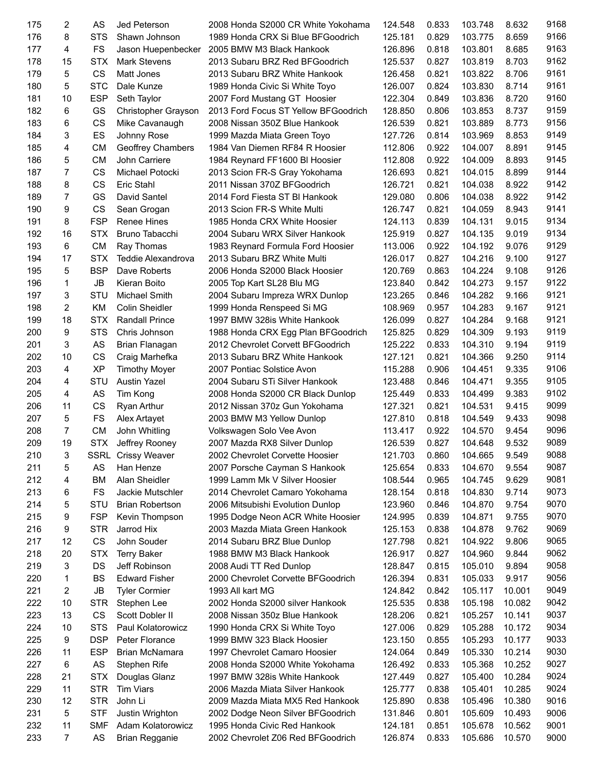| | | | | | | | | | |
|---|---|---|---|---|---|---|---|---|---|
| 175 | 2 | AS | Jed Peterson | 2008 Honda S2000 CR White Yokohama | 124.548 | 0.833 | 103.748 | 8.632 | 9168 |
| 176 | 8 | STS | Shawn Johnson | 1989 Honda CRX Si Blue BFGoodrich | 125.181 | 0.829 | 103.775 | 8.659 | 9166 |
| 177 | 4 | FS | Jason Huepenbecker | 2005 BMW M3 Black Hankook | 126.896 | 0.818 | 103.801 | 8.685 | 9163 |
| 178 | 15 | STX | Mark Stevens | 2013 Subaru BRZ Red BFGoodrich | 125.537 | 0.827 | 103.819 | 8.703 | 9162 |
| 179 | 5 | CS | Matt Jones | 2013 Subaru BRZ White Hankook | 126.458 | 0.821 | 103.822 | 8.706 | 9161 |
| 180 | 5 | STC | Dale Kunze | 1989 Honda Civic Si White Toyo | 126.007 | 0.824 | 103.830 | 8.714 | 9161 |
| 181 | 10 | ESP | Seth Taylor | 2007 Ford Mustang GT Hoosier | 122.304 | 0.849 | 103.836 | 8.720 | 9160 |
| 182 | 6 | GS | Christopher Grayson | 2013 Ford Focus ST Yellow BFGoodrich | 128.850 | 0.806 | 103.853 | 8.737 | 9159 |
| 183 | 6 | CS | Mike Cavanaugh | 2008 Nissan 350Z Blue Hankook | 126.539 | 0.821 | 103.889 | 8.773 | 9156 |
| 184 | 3 | ES | Johnny Rose | 1999 Mazda Miata Green Toyo | 127.726 | 0.814 | 103.969 | 8.853 | 9149 |
| 185 | 4 | CM | Geoffrey Chambers | 1984 Van Diemen RF84 R Hoosier | 112.806 | 0.922 | 104.007 | 8.891 | 9145 |
| 186 | 5 | CM | John Carriere | 1984 Reynard FF1600 Bl Hoosier | 112.808 | 0.922 | 104.009 | 8.893 | 9145 |
| 187 | 7 | CS | Michael Potocki | 2013 Scion FR-S Gray Yokohama | 126.693 | 0.821 | 104.015 | 8.899 | 9144 |
| 188 | 8 | CS | Eric Stahl | 2011 Nissan 370Z BFGoodrich | 126.721 | 0.821 | 104.038 | 8.922 | 9142 |
| 189 | 7 | GS | David Santel | 2014 Ford Fiesta ST Bl Hankook | 129.080 | 0.806 | 104.038 | 8.922 | 9142 |
| 190 | 9 | CS | Sean Grogan | 2013 Scion FR-S White Multi | 126.747 | 0.821 | 104.059 | 8.943 | 9141 |
| 191 | 8 | FSP | Renee Hines | 1985 Honda CRX White Hoosier | 124.113 | 0.839 | 104.131 | 9.015 | 9134 |
| 192 | 16 | STX | Bruno Tabacchi | 2004 Subaru WRX Silver Hankook | 125.919 | 0.827 | 104.135 | 9.019 | 9134 |
| 193 | 6 | CM | Ray Thomas | 1983 Reynard Formula Ford Hoosier | 113.006 | 0.922 | 104.192 | 9.076 | 9129 |
| 194 | 17 | STX | Teddie Alexandrova | 2013 Subaru BRZ White Multi | 126.017 | 0.827 | 104.216 | 9.100 | 9127 |
| 195 | 5 | BSP | Dave Roberts | 2006 Honda S2000 Black Hoosier | 120.769 | 0.863 | 104.224 | 9.108 | 9126 |
| 196 | 1 | JB | Kieran Boito | 2005 Top Kart SL28 Blu MG | 123.840 | 0.842 | 104.273 | 9.157 | 9122 |
| 197 | 3 | STU | Michael Smith | 2004 Subaru Impreza WRX Dunlop | 123.265 | 0.846 | 104.282 | 9.166 | 9121 |
| 198 | 2 | KM | Colin Sheidler | 1999 Honda Renspeed Si MG | 108.969 | 0.957 | 104.283 | 9.167 | 9121 |
| 199 | 18 | STX | Randall Prince | 1997 BMW 328is White Hankook | 126.099 | 0.827 | 104.284 | 9.168 | 9121 |
| 200 | 9 | STS | Chris Johnson | 1988 Honda CRX Egg Plan BFGoodrich | 125.825 | 0.829 | 104.309 | 9.193 | 9119 |
| 201 | 3 | AS | Brian Flanagan | 2012 Chevrolet Corvett BFGoodrich | 125.222 | 0.833 | 104.310 | 9.194 | 9119 |
| 202 | 10 | CS | Craig Marhefka | 2013 Subaru BRZ White Hankook | 127.121 | 0.821 | 104.366 | 9.250 | 9114 |
| 203 | 4 | XP | Timothy Moyer | 2007 Pontiac Solstice Avon | 115.288 | 0.906 | 104.451 | 9.335 | 9106 |
| 204 | 4 | STU | Austin Yazel | 2004 Subaru STi Silver Hankook | 123.488 | 0.846 | 104.471 | 9.355 | 9105 |
| 205 | 4 | AS | Tim Kong | 2008 Honda S2000 CR Black Dunlop | 125.449 | 0.833 | 104.499 | 9.383 | 9102 |
| 206 | 11 | CS | Ryan Arthur | 2012 Nissan 370z Gun Yokohama | 127.321 | 0.821 | 104.531 | 9.415 | 9099 |
| 207 | 5 | FS | Alex Artayet | 2003 BMW M3 Yellow Dunlop | 127.810 | 0.818 | 104.549 | 9.433 | 9098 |
| 208 | 7 | CM | John Whitling | Volkswagen Solo Vee Avon | 113.417 | 0.922 | 104.570 | 9.454 | 9096 |
| 209 | 19 | STX | Jeffrey Rooney | 2007 Mazda RX8 Silver Dunlop | 126.539 | 0.827 | 104.648 | 9.532 | 9089 |
| 210 | 3 | SSRL | Crissy Weaver | 2002 Chevrolet Corvette Hoosier | 121.703 | 0.860 | 104.665 | 9.549 | 9088 |
| 211 | 5 | AS | Han Henze | 2007 Porsche Cayman S Hankook | 125.654 | 0.833 | 104.670 | 9.554 | 9087 |
| 212 | 4 | BM | Alan Sheidler | 1999 Lamm Mk V Silver Hoosier | 108.544 | 0.965 | 104.745 | 9.629 | 9081 |
| 213 | 6 | FS | Jackie Mutschler | 2014 Chevrolet Camaro Yokohama | 128.154 | 0.818 | 104.830 | 9.714 | 9073 |
| 214 | 5 | STU | Brian Robertson | 2006 Mitsubishi Evolution Dunlop | 123.960 | 0.846 | 104.870 | 9.754 | 9070 |
| 215 | 9 | FSP | Kevin Thompson | 1995 Dodge Neon ACR White Hoosier | 124.995 | 0.839 | 104.871 | 9.755 | 9070 |
| 216 | 9 | STR | Jarrod Hix | 2003 Mazda Miata Green Hankook | 125.153 | 0.838 | 104.878 | 9.762 | 9069 |
| 217 | 12 | CS | John Souder | 2014 Subaru BRZ Blue Dunlop | 127.798 | 0.821 | 104.922 | 9.806 | 9065 |
| 218 | 20 | STX | Terry Baker | 1988 BMW M3 Black Hankook | 126.917 | 0.827 | 104.960 | 9.844 | 9062 |
| 219 | 3 | DS | Jeff Robinson | 2008 Audi TT Red Dunlop | 128.847 | 0.815 | 105.010 | 9.894 | 9058 |
| 220 | 1 | BS | Edward Fisher | 2000 Chevrolet Corvette BFGoodrich | 126.394 | 0.831 | 105.033 | 9.917 | 9056 |
| 221 | 2 | JB | Tyler Cormier | 1993 All kart MG | 124.842 | 0.842 | 105.117 | 10.001 | 9049 |
| 222 | 10 | STR | Stephen Lee | 2002 Honda S2000 silver Hankook | 125.535 | 0.838 | 105.198 | 10.082 | 9042 |
| 223 | 13 | CS | Scott Dobler II | 2008 Nissan 350z Blue Hankook | 128.206 | 0.821 | 105.257 | 10.141 | 9037 |
| 224 | 10 | STS | Paul Kolatorowicz | 1990 Honda CRX Si White Toyo | 127.006 | 0.829 | 105.288 | 10.172 | 9034 |
| 225 | 9 | DSP | Peter Florance | 1999 BMW 323 Black Hoosier | 123.150 | 0.855 | 105.293 | 10.177 | 9033 |
| 226 | 11 | ESP | Brian McNamara | 1997 Chevrolet Camaro Hoosier | 124.064 | 0.849 | 105.330 | 10.214 | 9030 |
| 227 | 6 | AS | Stephen Rife | 2008 Honda S2000 White Yokohama | 126.492 | 0.833 | 105.368 | 10.252 | 9027 |
| 228 | 21 | STX | Douglas Glanz | 1997 BMW 328is White Hankook | 127.449 | 0.827 | 105.400 | 10.284 | 9024 |
| 229 | 11 | STR | Tim Viars | 2006 Mazda Miata Silver Hankook | 125.777 | 0.838 | 105.401 | 10.285 | 9024 |
| 230 | 12 | STR | John Li | 2009 Mazda Miata MX5 Red Hankook | 125.890 | 0.838 | 105.496 | 10.380 | 9016 |
| 231 | 5 | STF | Justin Wrighton | 2002 Dodge Neon Silver BFGoodrich | 131.846 | 0.801 | 105.609 | 10.493 | 9006 |
| 232 | 11 | SMF | Adam Kolatorowicz | 1995 Honda Civic Red Hankook | 124.181 | 0.851 | 105.678 | 10.562 | 9001 |
| 233 | 7 | AS | Brian Regganie | 2002 Chevrolet Z06 Red BFGoodrich | 126.874 | 0.833 | 105.686 | 10.570 | 9000 |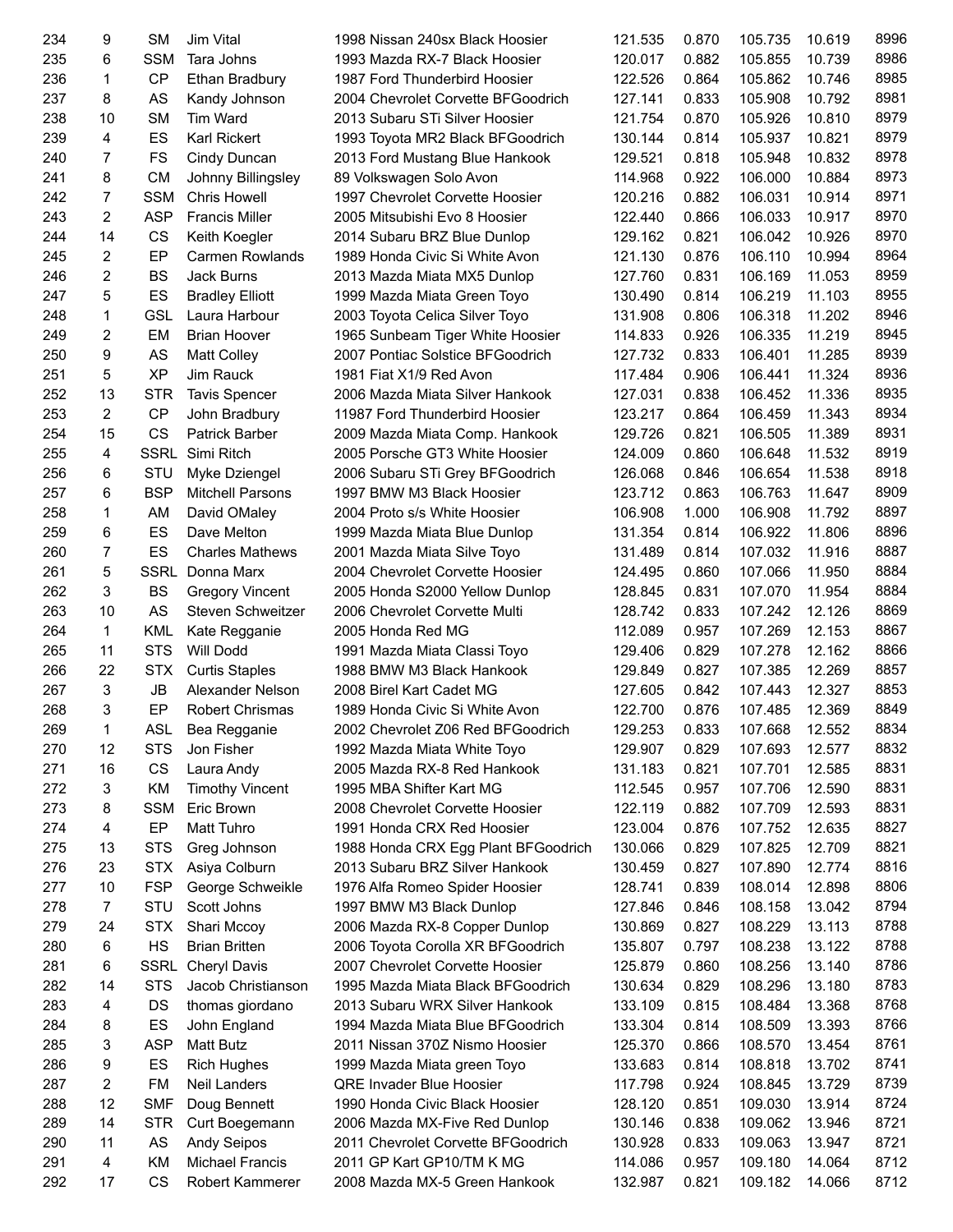| | | | | | | | | | |
|---|---|---|---|---|---|---|---|---|---|
| 234 | 9 | SM | Jim Vital | 1998 Nissan 240sx Black Hoosier | 121.535 | 0.870 | 105.735 | 10.619 | 8996 |
| 235 | 6 | SSM | Tara Johns | 1993 Mazda RX-7 Black Hoosier | 120.017 | 0.882 | 105.855 | 10.739 | 8986 |
| 236 | 1 | CP | Ethan Bradbury | 1987 Ford Thunderbird Hoosier | 122.526 | 0.864 | 105.862 | 10.746 | 8985 |
| 237 | 8 | AS | Kandy Johnson | 2004 Chevrolet Corvette BFGoodrich | 127.141 | 0.833 | 105.908 | 10.792 | 8981 |
| 238 | 10 | SM | Tim Ward | 2013 Subaru STi Silver Hoosier | 121.754 | 0.870 | 105.926 | 10.810 | 8979 |
| 239 | 4 | ES | Karl Rickert | 1993 Toyota MR2 Black BFGoodrich | 130.144 | 0.814 | 105.937 | 10.821 | 8979 |
| 240 | 7 | FS | Cindy Duncan | 2013 Ford Mustang Blue Hankook | 129.521 | 0.818 | 105.948 | 10.832 | 8978 |
| 241 | 8 | CM | Johnny Billingsley | 89 Volkswagen Solo Avon | 114.968 | 0.922 | 106.000 | 10.884 | 8973 |
| 242 | 7 | SSM | Chris Howell | 1997 Chevrolet Corvette Hoosier | 120.216 | 0.882 | 106.031 | 10.914 | 8971 |
| 243 | 2 | ASP | Francis Miller | 2005 Mitsubishi Evo 8 Hoosier | 122.440 | 0.866 | 106.033 | 10.917 | 8970 |
| 244 | 14 | CS | Keith Koegler | 2014 Subaru BRZ Blue Dunlop | 129.162 | 0.821 | 106.042 | 10.926 | 8970 |
| 245 | 2 | EP | Carmen Rowlands | 1989 Honda Civic Si White Avon | 121.130 | 0.876 | 106.110 | 10.994 | 8964 |
| 246 | 2 | BS | Jack Burns | 2013 Mazda Miata MX5 Dunlop | 127.760 | 0.831 | 106.169 | 11.053 | 8959 |
| 247 | 5 | ES | Bradley Elliott | 1999 Mazda Miata Green Toyo | 130.490 | 0.814 | 106.219 | 11.103 | 8955 |
| 248 | 1 | GSL | Laura Harbour | 2003 Toyota Celica Silver Toyo | 131.908 | 0.806 | 106.318 | 11.202 | 8946 |
| 249 | 2 | EM | Brian Hoover | 1965 Sunbeam Tiger White Hoosier | 114.833 | 0.926 | 106.335 | 11.219 | 8945 |
| 250 | 9 | AS | Matt Colley | 2007 Pontiac Solstice BFGoodrich | 127.732 | 0.833 | 106.401 | 11.285 | 8939 |
| 251 | 5 | XP | Jim Rauck | 1981 Fiat X1/9 Red Avon | 117.484 | 0.906 | 106.441 | 11.324 | 8936 |
| 252 | 13 | STR | Tavis Spencer | 2006 Mazda Miata Silver Hankook | 127.031 | 0.838 | 106.452 | 11.336 | 8935 |
| 253 | 2 | CP | John Bradbury | 11987 Ford Thunderbird Hoosier | 123.217 | 0.864 | 106.459 | 11.343 | 8934 |
| 254 | 15 | CS | Patrick Barber | 2009 Mazda Miata Comp. Hankook | 129.726 | 0.821 | 106.505 | 11.389 | 8931 |
| 255 | 4 | SSRL | Simi Ritch | 2005 Porsche GT3 White Hoosier | 124.009 | 0.860 | 106.648 | 11.532 | 8919 |
| 256 | 6 | STU | Myke Dziengel | 2006 Subaru STi Grey BFGoodrich | 126.068 | 0.846 | 106.654 | 11.538 | 8918 |
| 257 | 6 | BSP | Mitchell Parsons | 1997 BMW M3 Black Hoosier | 123.712 | 0.863 | 106.763 | 11.647 | 8909 |
| 258 | 1 | AM | David OMaley | 2004 Proto s/s White Hoosier | 106.908 | 1.000 | 106.908 | 11.792 | 8897 |
| 259 | 6 | ES | Dave Melton | 1999 Mazda Miata Blue Dunlop | 131.354 | 0.814 | 106.922 | 11.806 | 8896 |
| 260 | 7 | ES | Charles Mathews | 2001 Mazda Miata Silve Toyo | 131.489 | 0.814 | 107.032 | 11.916 | 8887 |
| 261 | 5 | SSRL | Donna Marx | 2004 Chevrolet Corvette Hoosier | 124.495 | 0.860 | 107.066 | 11.950 | 8884 |
| 262 | 3 | BS | Gregory Vincent | 2005 Honda S2000 Yellow Dunlop | 128.845 | 0.831 | 107.070 | 11.954 | 8884 |
| 263 | 10 | AS | Steven Schweitzer | 2006 Chevrolet Corvette Multi | 128.742 | 0.833 | 107.242 | 12.126 | 8869 |
| 264 | 1 | KML | Kate Regganie | 2005 Honda Red MG | 112.089 | 0.957 | 107.269 | 12.153 | 8867 |
| 265 | 11 | STS | Will Dodd | 1991 Mazda Miata Classi Toyo | 129.406 | 0.829 | 107.278 | 12.162 | 8866 |
| 266 | 22 | STX | Curtis Staples | 1988 BMW M3 Black Hankook | 129.849 | 0.827 | 107.385 | 12.269 | 8857 |
| 267 | 3 | JB | Alexander Nelson | 2008 Birel Kart Cadet MG | 127.605 | 0.842 | 107.443 | 12.327 | 8853 |
| 268 | 3 | EP | Robert Chrismas | 1989 Honda Civic Si White Avon | 122.700 | 0.876 | 107.485 | 12.369 | 8849 |
| 269 | 1 | ASL | Bea Regganie | 2002 Chevrolet Z06 Red BFGoodrich | 129.253 | 0.833 | 107.668 | 12.552 | 8834 |
| 270 | 12 | STS | Jon Fisher | 1992 Mazda Miata White Toyo | 129.907 | 0.829 | 107.693 | 12.577 | 8832 |
| 271 | 16 | CS | Laura Andy | 2005 Mazda RX-8 Red Hankook | 131.183 | 0.821 | 107.701 | 12.585 | 8831 |
| 272 | 3 | KM | Timothy Vincent | 1995 MBA Shifter Kart MG | 112.545 | 0.957 | 107.706 | 12.590 | 8831 |
| 273 | 8 | SSM | Eric Brown | 2008 Chevrolet Corvette Hoosier | 122.119 | 0.882 | 107.709 | 12.593 | 8831 |
| 274 | 4 | EP | Matt Tuhro | 1991 Honda CRX Red Hoosier | 123.004 | 0.876 | 107.752 | 12.635 | 8827 |
| 275 | 13 | STS | Greg Johnson | 1988 Honda CRX Egg Plant BFGoodrich | 130.066 | 0.829 | 107.825 | 12.709 | 8821 |
| 276 | 23 | STX | Asiya Colburn | 2013 Subaru BRZ Silver Hankook | 130.459 | 0.827 | 107.890 | 12.774 | 8816 |
| 277 | 10 | FSP | George Schweikle | 1976 Alfa Romeo Spider Hoosier | 128.741 | 0.839 | 108.014 | 12.898 | 8806 |
| 278 | 7 | STU | Scott Johns | 1997 BMW M3 Black Dunlop | 127.846 | 0.846 | 108.158 | 13.042 | 8794 |
| 279 | 24 | STX | Shari Mccoy | 2006 Mazda RX-8 Copper Dunlop | 130.869 | 0.827 | 108.229 | 13.113 | 8788 |
| 280 | 6 | HS | Brian Britten | 2006 Toyota Corolla XR BFGoodrich | 135.807 | 0.797 | 108.238 | 13.122 | 8788 |
| 281 | 6 | SSRL | Cheryl Davis | 2007 Chevrolet Corvette Hoosier | 125.879 | 0.860 | 108.256 | 13.140 | 8786 |
| 282 | 14 | STS | Jacob Christianson | 1995 Mazda Miata Black BFGoodrich | 130.634 | 0.829 | 108.296 | 13.180 | 8783 |
| 283 | 4 | DS | thomas giordano | 2013 Subaru WRX Silver Hankook | 133.109 | 0.815 | 108.484 | 13.368 | 8768 |
| 284 | 8 | ES | John England | 1994 Mazda Miata Blue BFGoodrich | 133.304 | 0.814 | 108.509 | 13.393 | 8766 |
| 285 | 3 | ASP | Matt Butz | 2011 Nissan 370Z Nismo Hoosier | 125.370 | 0.866 | 108.570 | 13.454 | 8761 |
| 286 | 9 | ES | Rich Hughes | 1999 Mazda Miata green Toyo | 133.683 | 0.814 | 108.818 | 13.702 | 8741 |
| 287 | 2 | FM | Neil Landers | QRE Invader Blue Hoosier | 117.798 | 0.924 | 108.845 | 13.729 | 8739 |
| 288 | 12 | SMF | Doug Bennett | 1990 Honda Civic Black Hoosier | 128.120 | 0.851 | 109.030 | 13.914 | 8724 |
| 289 | 14 | STR | Curt Boegemann | 2006 Mazda MX-Five Red Dunlop | 130.146 | 0.838 | 109.062 | 13.946 | 8721 |
| 290 | 11 | AS | Andy Seipos | 2011 Chevrolet Corvette BFGoodrich | 130.928 | 0.833 | 109.063 | 13.947 | 8721 |
| 291 | 4 | KM | Michael Francis | 2011 GP Kart GP10/TM K MG | 114.086 | 0.957 | 109.180 | 14.064 | 8712 |
| 292 | 17 | CS | Robert Kammerer | 2008 Mazda MX-5 Green Hankook | 132.987 | 0.821 | 109.182 | 14.066 | 8712 |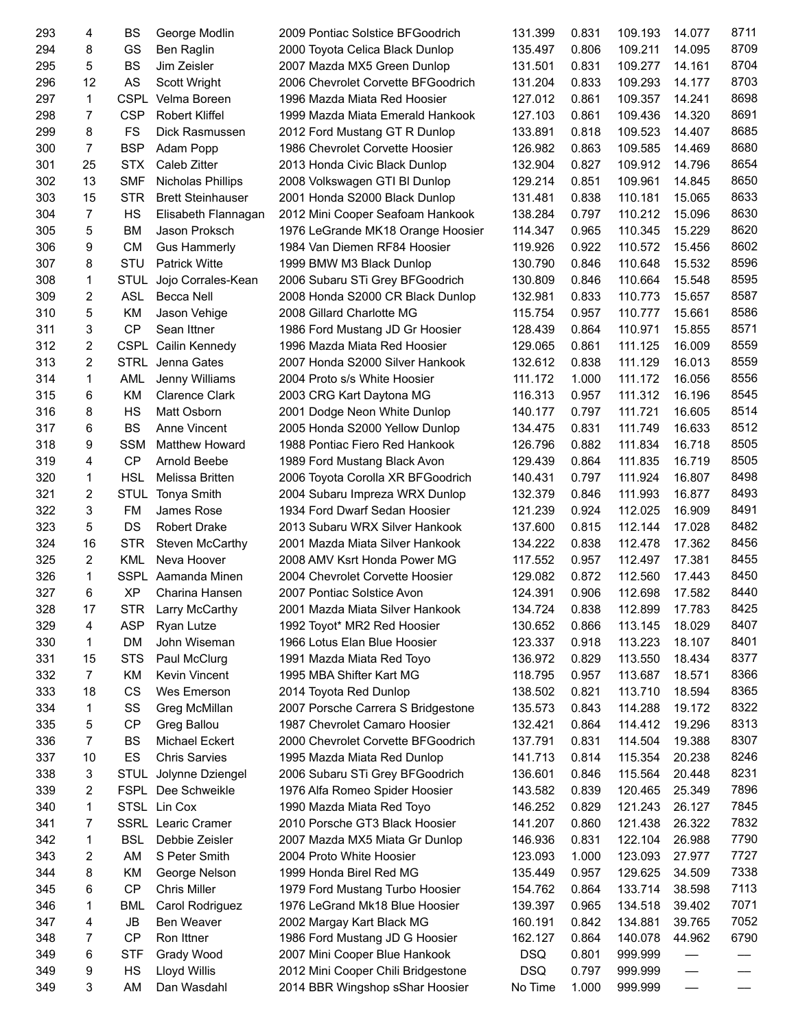| | | | | | | | | | |
|---|---|---|---|---|---|---|---|---|---|
| 293 | 4 | BS | George Modlin | 2009 Pontiac Solstice BFGoodrich | 131.399 | 0.831 | 109.193 | 14.077 | 8711 |
| 294 | 8 | GS | Ben Raglin | 2000 Toyota Celica Black Dunlop | 135.497 | 0.806 | 109.211 | 14.095 | 8709 |
| 295 | 5 | BS | Jim Zeisler | 2007 Mazda MX5 Green Dunlop | 131.501 | 0.831 | 109.277 | 14.161 | 8704 |
| 296 | 12 | AS | Scott Wright | 2006 Chevrolet Corvette BFGoodrich | 131.204 | 0.833 | 109.293 | 14.177 | 8703 |
| 297 | 1 | CSPL | Velma Boreen | 1996 Mazda Miata Red Hoosier | 127.012 | 0.861 | 109.357 | 14.241 | 8698 |
| 298 | 7 | CSP | Robert Kliffel | 1999 Mazda Miata Emerald Hankook | 127.103 | 0.861 | 109.436 | 14.320 | 8691 |
| 299 | 8 | FS | Dick Rasmussen | 2012 Ford Mustang GT R Dunlop | 133.891 | 0.818 | 109.523 | 14.407 | 8685 |
| 300 | 7 | BSP | Adam Popp | 1986 Chevrolet Corvette Hoosier | 126.982 | 0.863 | 109.585 | 14.469 | 8680 |
| 301 | 25 | STX | Caleb Zitter | 2013 Honda Civic Black Dunlop | 132.904 | 0.827 | 109.912 | 14.796 | 8654 |
| 302 | 13 | SMF | Nicholas Phillips | 2008 Volkswagen GTI Bl Dunlop | 129.214 | 0.851 | 109.961 | 14.845 | 8650 |
| 303 | 15 | STR | Brett Steinhauser | 2001 Honda S2000 Black Dunlop | 131.481 | 0.838 | 110.181 | 15.065 | 8633 |
| 304 | 7 | HS | Elisabeth Flannagan | 2012 Mini Cooper Seafoam Hankook | 138.284 | 0.797 | 110.212 | 15.096 | 8630 |
| 305 | 5 | BM | Jason Proksch | 1976 LeGrande MK18 Orange Hoosier | 114.347 | 0.965 | 110.345 | 15.229 | 8620 |
| 306 | 9 | CM | Gus Hammerly | 1984 Van Diemen RF84 Hoosier | 119.926 | 0.922 | 110.572 | 15.456 | 8602 |
| 307 | 8 | STU | Patrick Witte | 1999 BMW M3 Black Dunlop | 130.790 | 0.846 | 110.648 | 15.532 | 8596 |
| 308 | 1 | STUL | Jojo Corrales-Kean | 2006 Subaru STi Grey BFGoodrich | 130.809 | 0.846 | 110.664 | 15.548 | 8595 |
| 309 | 2 | ASL | Becca Nell | 2008 Honda S2000 CR Black Dunlop | 132.981 | 0.833 | 110.773 | 15.657 | 8587 |
| 310 | 5 | KM | Jason Vehige | 2008 Gillard Charlotte MG | 115.754 | 0.957 | 110.777 | 15.661 | 8586 |
| 311 | 3 | CP | Sean Ittner | 1986 Ford Mustang JD Gr Hoosier | 128.439 | 0.864 | 110.971 | 15.855 | 8571 |
| 312 | 2 | CSPL | Cailin Kennedy | 1996 Mazda Miata Red Hoosier | 129.065 | 0.861 | 111.125 | 16.009 | 8559 |
| 313 | 2 | STRL | Jenna Gates | 2007 Honda S2000 Silver Hankook | 132.612 | 0.838 | 111.129 | 16.013 | 8559 |
| 314 | 1 | AML | Jenny Williams | 2004 Proto s/s White Hoosier | 111.172 | 1.000 | 111.172 | 16.056 | 8556 |
| 315 | 6 | KM | Clarence Clark | 2003 CRG Kart Daytona MG | 116.313 | 0.957 | 111.312 | 16.196 | 8545 |
| 316 | 8 | HS | Matt Osborn | 2001 Dodge Neon White Dunlop | 140.177 | 0.797 | 111.721 | 16.605 | 8514 |
| 317 | 6 | BS | Anne Vincent | 2005 Honda S2000 Yellow Dunlop | 134.475 | 0.831 | 111.749 | 16.633 | 8512 |
| 318 | 9 | SSM | Matthew Howard | 1988 Pontiac Fiero Red Hankook | 126.796 | 0.882 | 111.834 | 16.718 | 8505 |
| 319 | 4 | CP | Arnold Beebe | 1989 Ford Mustang Black Avon | 129.439 | 0.864 | 111.835 | 16.719 | 8505 |
| 320 | 1 | HSL | Melissa Britten | 2006 Toyota Corolla XR BFGoodrich | 140.431 | 0.797 | 111.924 | 16.807 | 8498 |
| 321 | 2 | STUL | Tonya Smith | 2004 Subaru Impreza WRX Dunlop | 132.379 | 0.846 | 111.993 | 16.877 | 8493 |
| 322 | 3 | FM | James Rose | 1934 Ford Dwarf Sedan Hoosier | 121.239 | 0.924 | 112.025 | 16.909 | 8491 |
| 323 | 5 | DS | Robert Drake | 2013 Subaru WRX Silver Hankook | 137.600 | 0.815 | 112.144 | 17.028 | 8482 |
| 324 | 16 | STR | Steven McCarthy | 2001 Mazda Miata Silver Hankook | 134.222 | 0.838 | 112.478 | 17.362 | 8456 |
| 325 | 2 | KML | Neva Hoover | 2008 AMV Ksrt Honda Power MG | 117.552 | 0.957 | 112.497 | 17.381 | 8455 |
| 326 | 1 | SSPL | Aamanda Minen | 2004 Chevrolet Corvette Hoosier | 129.082 | 0.872 | 112.560 | 17.443 | 8450 |
| 327 | 6 | XP | Charina Hansen | 2007 Pontiac Solstice Avon | 124.391 | 0.906 | 112.698 | 17.582 | 8440 |
| 328 | 17 | STR | Larry McCarthy | 2001 Mazda Miata Silver Hankook | 134.724 | 0.838 | 112.899 | 17.783 | 8425 |
| 329 | 4 | ASP | Ryan Lutze | 1992 Toyot* MR2 Red Hoosier | 130.652 | 0.866 | 113.145 | 18.029 | 8407 |
| 330 | 1 | DM | John Wiseman | 1966 Lotus Elan Blue Hoosier | 123.337 | 0.918 | 113.223 | 18.107 | 8401 |
| 331 | 15 | STS | Paul McClurg | 1991 Mazda Miata Red Toyo | 136.972 | 0.829 | 113.550 | 18.434 | 8377 |
| 332 | 7 | KM | Kevin Vincent | 1995 MBA Shifter Kart MG | 118.795 | 0.957 | 113.687 | 18.571 | 8366 |
| 333 | 18 | CS | Wes Emerson | 2014 Toyota Red Dunlop | 138.502 | 0.821 | 113.710 | 18.594 | 8365 |
| 334 | 1 | SS | Greg McMillan | 2007 Porsche Carrera S Bridgestone | 135.573 | 0.843 | 114.288 | 19.172 | 8322 |
| 335 | 5 | CP | Greg Ballou | 1987 Chevrolet Camaro Hoosier | 132.421 | 0.864 | 114.412 | 19.296 | 8313 |
| 336 | 7 | BS | Michael Eckert | 2000 Chevrolet Corvette BFGoodrich | 137.791 | 0.831 | 114.504 | 19.388 | 8307 |
| 337 | 10 | ES | Chris Sarvies | 1995 Mazda Miata Red Dunlop | 141.713 | 0.814 | 115.354 | 20.238 | 8246 |
| 338 | 3 | STUL | Jolynne Dziengel | 2006 Subaru STi Grey BFGoodrich | 136.601 | 0.846 | 115.564 | 20.448 | 8231 |
| 339 | 2 | FSPL | Dee Schweikle | 1976 Alfa Romeo Spider Hoosier | 143.582 | 0.839 | 120.465 | 25.349 | 7896 |
| 340 | 1 | STSL | Lin Cox | 1990 Mazda Miata Red Toyo | 146.252 | 0.829 | 121.243 | 26.127 | 7845 |
| 341 | 7 | SSRL | Learic Cramer | 2010 Porsche GT3 Black Hoosier | 141.207 | 0.860 | 121.438 | 26.322 | 7832 |
| 342 | 1 | BSL | Debbie Zeisler | 2007 Mazda MX5 Miata Gr Dunlop | 146.936 | 0.831 | 122.104 | 26.988 | 7790 |
| 343 | 2 | AM | S Peter Smith | 2004 Proto White Hoosier | 123.093 | 1.000 | 123.093 | 27.977 | 7727 |
| 344 | 8 | KM | George Nelson | 1999 Honda Birel Red MG | 135.449 | 0.957 | 129.625 | 34.509 | 7338 |
| 345 | 6 | CP | Chris Miller | 1979 Ford Mustang Turbo Hoosier | 154.762 | 0.864 | 133.714 | 38.598 | 7113 |
| 346 | 1 | BML | Carol Rodriguez | 1976 LeGrand Mk18 Blue Hoosier | 139.397 | 0.965 | 134.518 | 39.402 | 7071 |
| 347 | 4 | JB | Ben Weaver | 2002 Margay Kart Black MG | 160.191 | 0.842 | 134.881 | 39.765 | 7052 |
| 348 | 7 | CP | Ron Ittner | 1986 Ford Mustang JD G Hoosier | 162.127 | 0.864 | 140.078 | 44.962 | 6790 |
| 349 | 6 | STF | Grady Wood | 2007 Mini Cooper Blue Hankook | DSQ | 0.801 | 999.999 | — | — |
| 349 | 9 | HS | Lloyd Willis | 2012 Mini Cooper Chili Bridgestone | DSQ | 0.797 | 999.999 | — | — |
| 349 | 3 | AM | Dan Wasdahl | 2014 BBR Wingshop sShar Hoosier | No Time | 1.000 | 999.999 | — | — |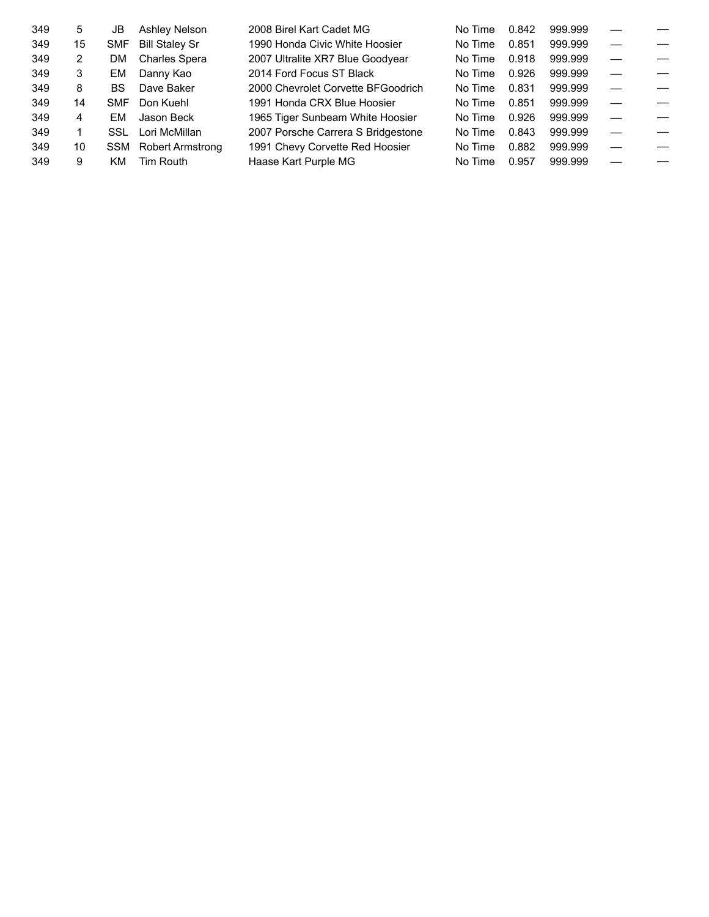| | | | | | | | | | |
|---|---|---|---|---|---|---|---|---|---|
| 349 | 5 | JB | Ashley Nelson | 2008 Birel Kart Cadet MG | No Time | 0.842 | 999.999 | — | — |
| 349 | 15 | SMF | Bill Staley Sr | 1990 Honda Civic White Hoosier | No Time | 0.851 | 999.999 | — | — |
| 349 | 2 | DM | Charles Spera | 2007 Ultralite XR7 Blue Goodyear | No Time | 0.918 | 999.999 | — | — |
| 349 | 3 | EM | Danny Kao | 2014 Ford Focus ST Black | No Time | 0.926 | 999.999 | — | — |
| 349 | 8 | BS | Dave Baker | 2000 Chevrolet Corvette BFGoodrich | No Time | 0.831 | 999.999 | — | — |
| 349 | 14 | SMF | Don Kuehl | 1991 Honda CRX Blue Hoosier | No Time | 0.851 | 999.999 | — | — |
| 349 | 4 | EM | Jason Beck | 1965 Tiger Sunbeam White Hoosier | No Time | 0.926 | 999.999 | — | — |
| 349 | 1 | SSL | Lori McMillan | 2007 Porsche Carrera S Bridgestone | No Time | 0.843 | 999.999 | — | — |
| 349 | 10 | SSM | Robert Armstrong | 1991 Chevy Corvette Red Hoosier | No Time | 0.882 | 999.999 | — | — |
| 349 | 9 | KM | Tim Routh | Haase Kart Purple MG | No Time | 0.957 | 999.999 | — | — |